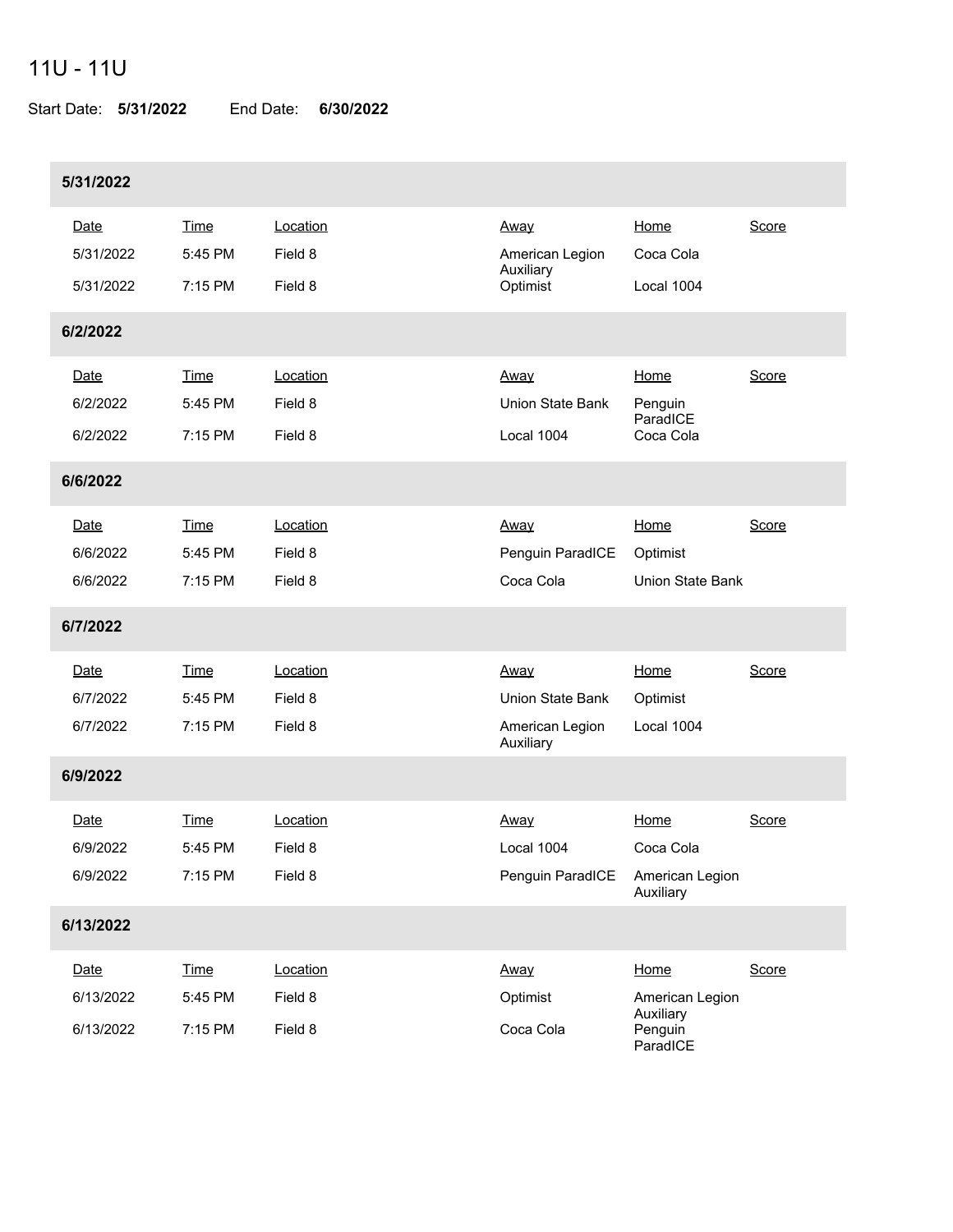# 11U - 11U

Start Date: **5/31/2022** End Date: **6/30/2022**

### 5/31/2022

| Date | Time | Location | Away | Home | Score |
|---|---|---|---|---|---|
| 5/31/2022 | 5:45 PM | Field 8 | American Legion Auxiliary | Coca Cola | |
| 5/31/2022 | 7:15 PM | Field 8 | Optimist | Local 1004 | |

### 6/2/2022

| Date | Time | Location | Away | Home | Score |
|---|---|---|---|---|---|
| 6/2/2022 | 5:45 PM | Field 8 | Union State Bank | Penguin ParadICE | |
| 6/2/2022 | 7:15 PM | Field 8 | Local 1004 | Coca Cola | |

### 6/6/2022

| Date | Time | Location | Away | Home | Score |
|---|---|---|---|---|---|
| 6/6/2022 | 5:45 PM | Field 8 | Penguin ParadICE | Optimist | |
| 6/6/2022 | 7:15 PM | Field 8 | Coca Cola | Union State Bank | |

### 6/7/2022

| Date | Time | Location | Away | Home | Score |
|---|---|---|---|---|---|
| 6/7/2022 | 5:45 PM | Field 8 | Union State Bank | Optimist | |
| 6/7/2022 | 7:15 PM | Field 8 | American Legion Auxiliary | Local 1004 | |

### 6/9/2022

| Date | Time | Location | Away | Home | Score |
|---|---|---|---|---|---|
| 6/9/2022 | 5:45 PM | Field 8 | Local 1004 | Coca Cola | |
| 6/9/2022 | 7:15 PM | Field 8 | Penguin ParadICE | American Legion Auxiliary | |

### 6/13/2022

| Date | Time | Location | Away | Home | Score |
|---|---|---|---|---|---|
| 6/13/2022 | 5:45 PM | Field 8 | Optimist | American Legion Auxiliary | |
| 6/13/2022 | 7:15 PM | Field 8 | Coca Cola | Penguin ParadICE | |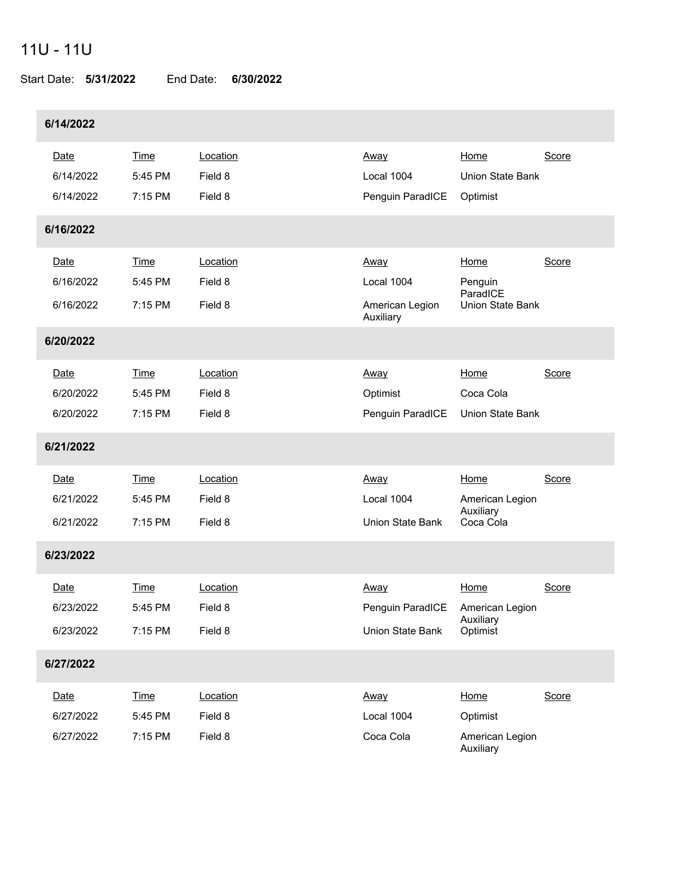# 11U - 11U

Start Date: **5/31/2022** End Date: **6/30/2022**

### 6/14/2022

| Date | Time | Location | Away | Home | Score |
| --- | --- | --- | --- | --- | --- |
| 6/14/2022 | 5:45 PM | Field 8 | Local 1004 | Union State Bank | |
| 6/14/2022 | 7:15 PM | Field 8 | Penguin ParadICE | Optimist | |

### 6/16/2022

| Date | Time | Location | Away | Home | Score |
| --- | --- | --- | --- | --- | --- |
| 6/16/2022 | 5:45 PM | Field 8 | Local 1004 | Penguin ParadICE | |
| 6/16/2022 | 7:15 PM | Field 8 | American Legion Auxiliary | Union State Bank | |

### 6/20/2022

| Date | Time | Location | Away | Home | Score |
| --- | --- | --- | --- | --- | --- |
| 6/20/2022 | 5:45 PM | Field 8 | Optimist | Coca Cola | |
| 6/20/2022 | 7:15 PM | Field 8 | Penguin ParadICE | Union State Bank | |

### 6/21/2022

| Date | Time | Location | Away | Home | Score |
| --- | --- | --- | --- | --- | --- |
| 6/21/2022 | 5:45 PM | Field 8 | Local 1004 | American Legion Auxiliary | |
| 6/21/2022 | 7:15 PM | Field 8 | Union State Bank | Coca Cola | |

### 6/23/2022

| Date | Time | Location | Away | Home | Score |
| --- | --- | --- | --- | --- | --- |
| 6/23/2022 | 5:45 PM | Field 8 | Penguin ParadICE | American Legion Auxiliary | |
| 6/23/2022 | 7:15 PM | Field 8 | Union State Bank | Optimist | |

### 6/27/2022

| Date | Time | Location | Away | Home | Score |
| --- | --- | --- | --- | --- | --- |
| 6/27/2022 | 5:45 PM | Field 8 | Local 1004 | Optimist | |
| 6/27/2022 | 7:15 PM | Field 8 | Coca Cola | American Legion Auxiliary | |